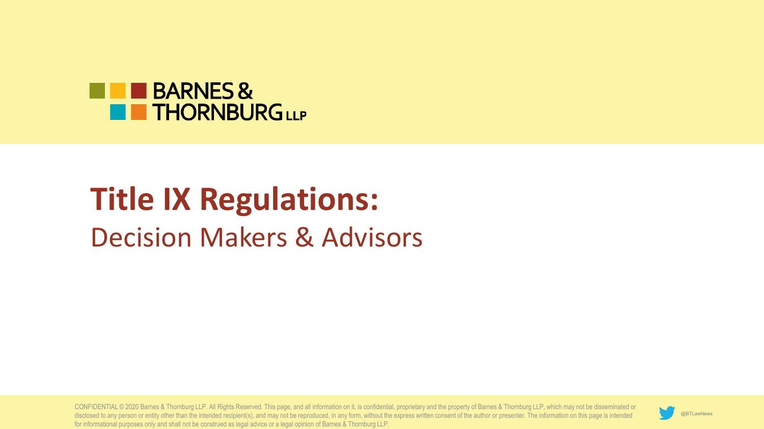BARNES & THORNBURG LLP

# Title IX Regulations:

## Decision Makers & Advisors

CONFIDENTIAL © 2020 Barnes & Thornburg LLP. All Rights Reserved. This page, and all information on it, is confidential, proprietary and the property of Barnes & Thornburg LLP, which may not be disseminated or disclosed to any person or entity other than the intended recipient(s), and may not be reproduced, in any form, without the express written consent of the author or presenter. The information on this page is intended for informational purposes only and shall not be construed as legal advice or a legal opinion of Barnes & Thornburg LLP.

@BTLawNews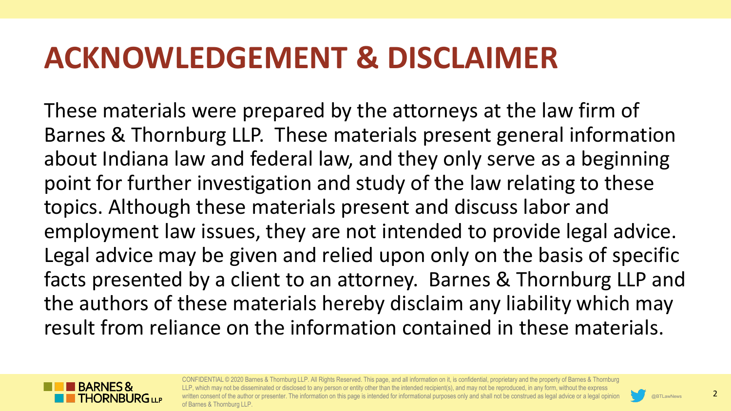# ACKNOWLEDGEMENT & DISCLAIMER

These materials were prepared by the attorneys at the law firm of Barnes & Thornburg LLP. These materials present general information about Indiana law and federal law, and they only serve as a beginning point for further investigation and study of the law relating to these topics. Although these materials present and discuss labor and employment law issues, they are not intended to provide legal advice. Legal advice may be given and relied upon only on the basis of specific facts presented by a client to an attorney. Barnes & Thornburg LLP and the authors of these materials hereby disclaim any liability which may result from reliance on the information contained in these materials.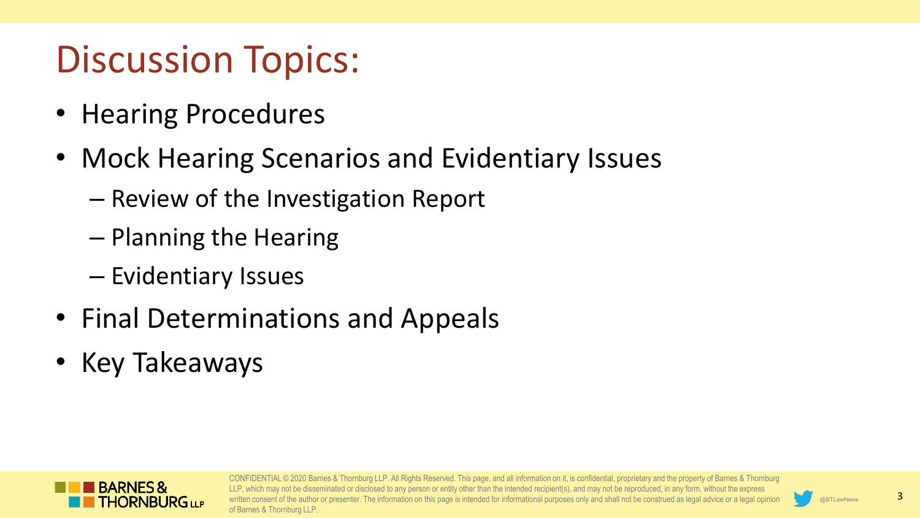# Discussion Topics:

- Hearing Procedures
- Mock Hearing Scenarios and Evidentiary Issues
  - Review of the Investigation Report
  - Planning the Hearing
  - Evidentiary Issues
- Final Determinations and Appeals
- Key Takeaways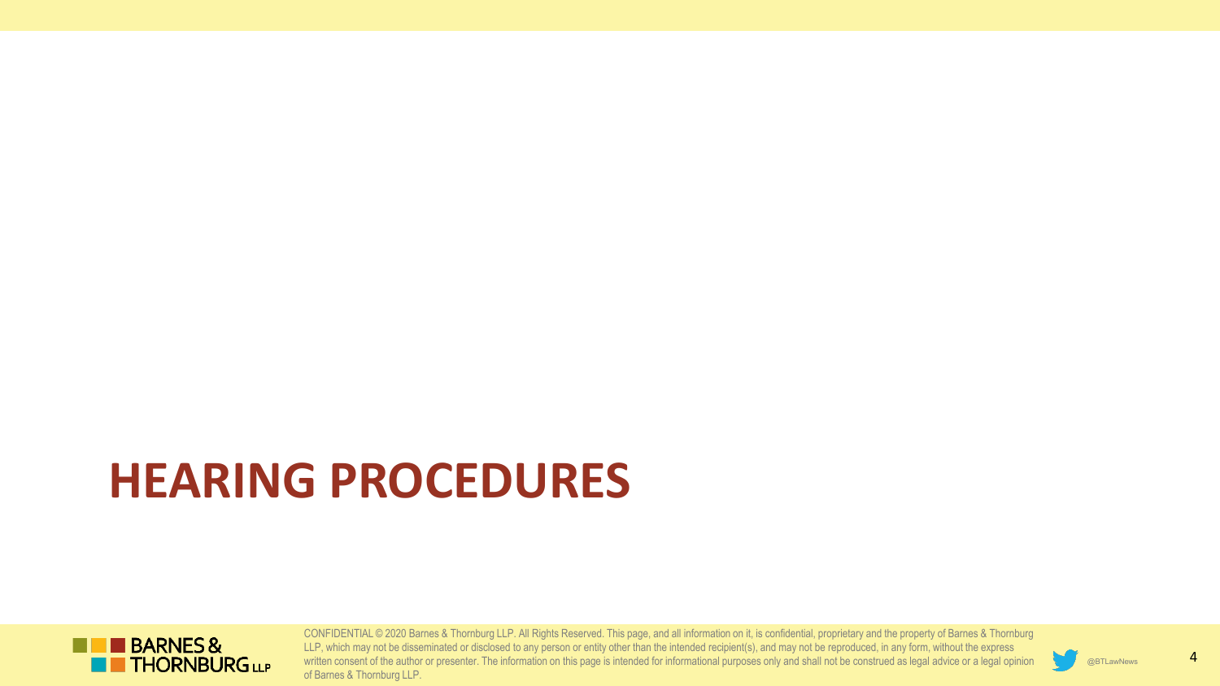# HEARING PROCEDURES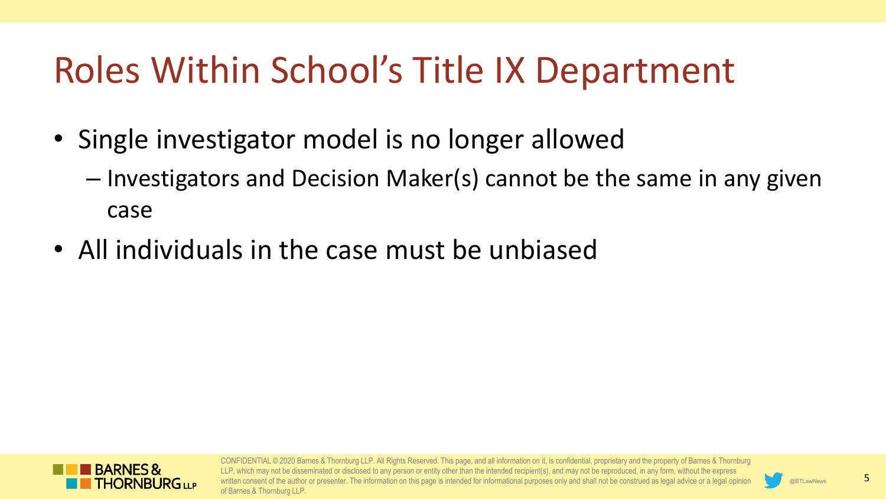# Roles Within School's Title IX Department

- Single investigator model is no longer allowed
  - Investigators and Decision Maker(s) cannot be the same in any given case
- All individuals in the case must be unbiased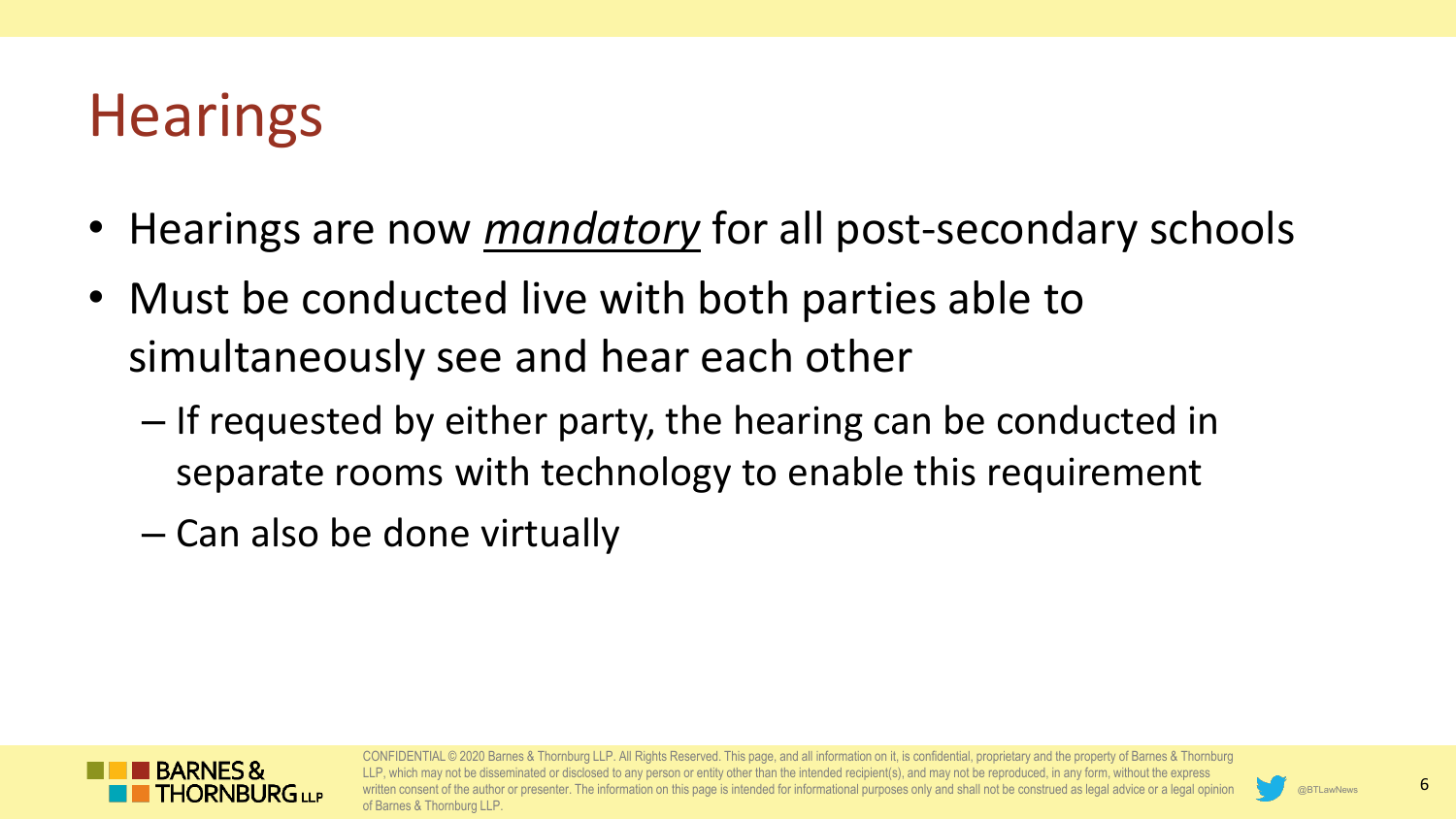# Hearings

- Hearings are now ***mandatory*** for all post-secondary schools
- Must be conducted live with both parties able to simultaneously see and hear each other
  - If requested by either party, the hearing can be conducted in separate rooms with technology to enable this requirement
  - Can also be done virtually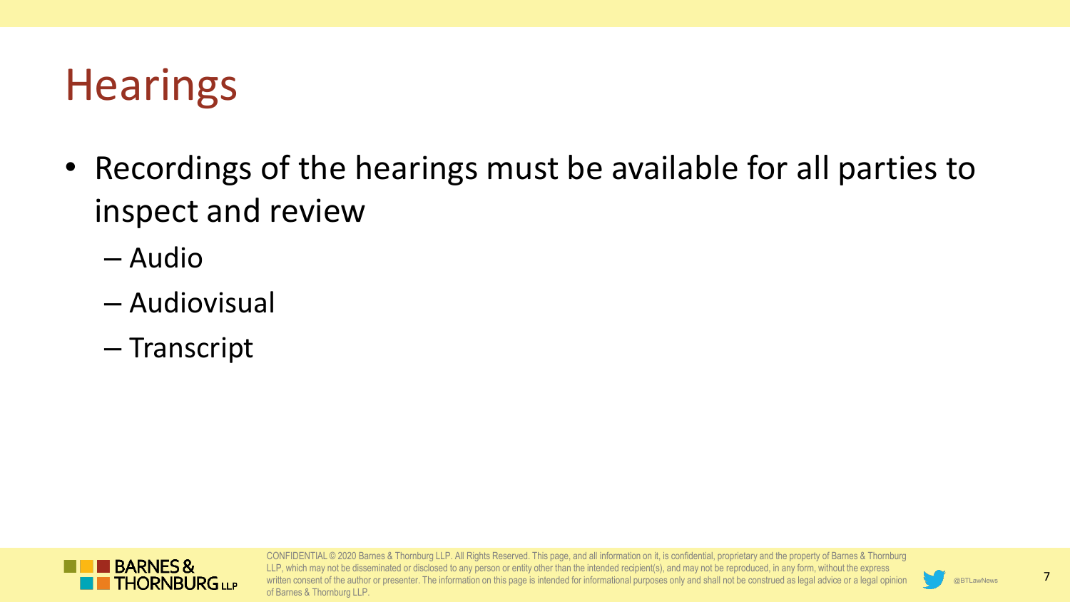# Hearings

- Recordings of the hearings must be available for all parties to inspect and review
  - Audio
  - Audiovisual
  - Transcript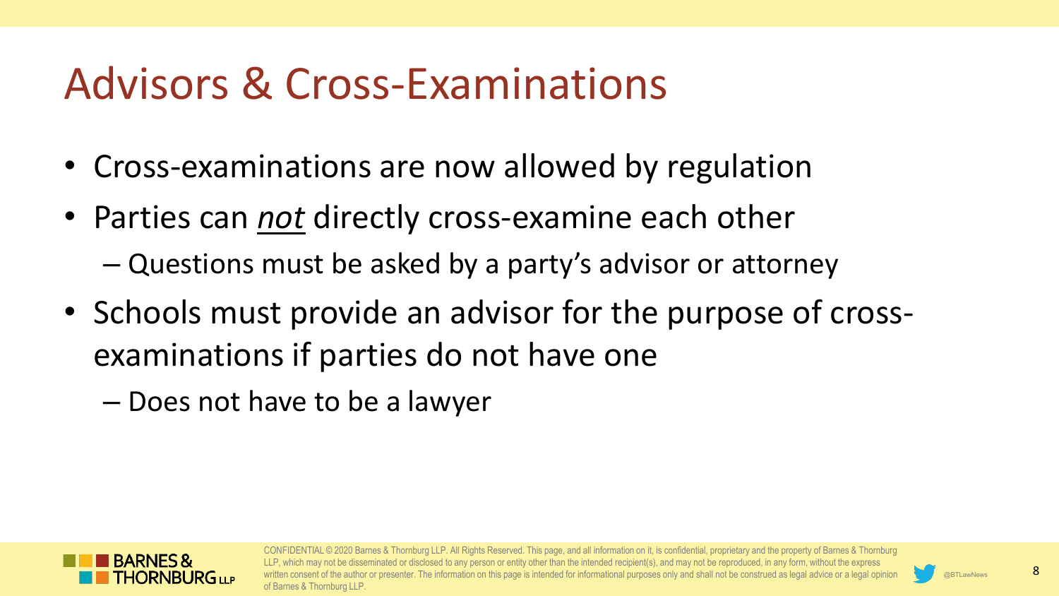# Advisors & Cross-Examinations

- Cross-examinations are now allowed by regulation
- Parties can *not* directly cross-examine each other
  - Questions must be asked by a party's advisor or attorney
- Schools must provide an advisor for the purpose of cross-examinations if parties do not have one
  - Does not have to be a lawyer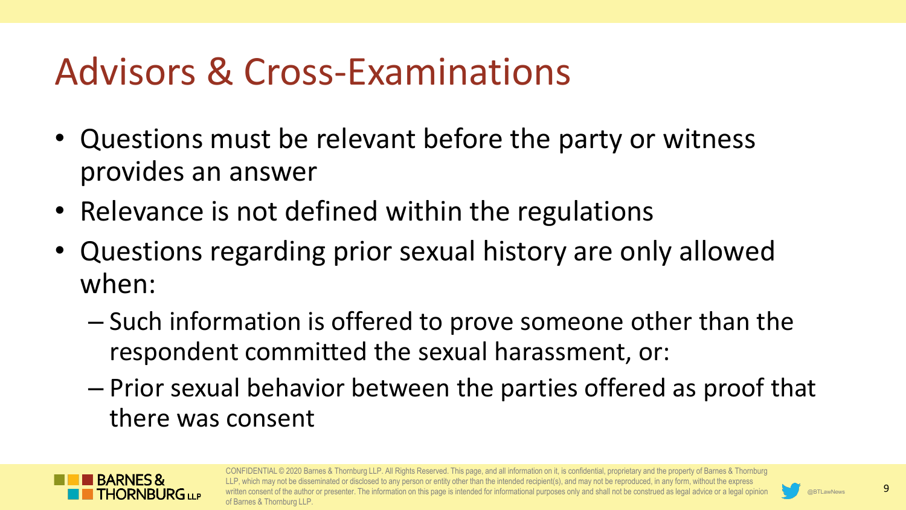# Advisors & Cross-Examinations

- Questions must be relevant before the party or witness provides an answer
- Relevance is not defined within the regulations
- Questions regarding prior sexual history are only allowed when:
  - Such information is offered to prove someone other than the respondent committed the sexual harassment, or:
  - Prior sexual behavior between the parties offered as proof that there was consent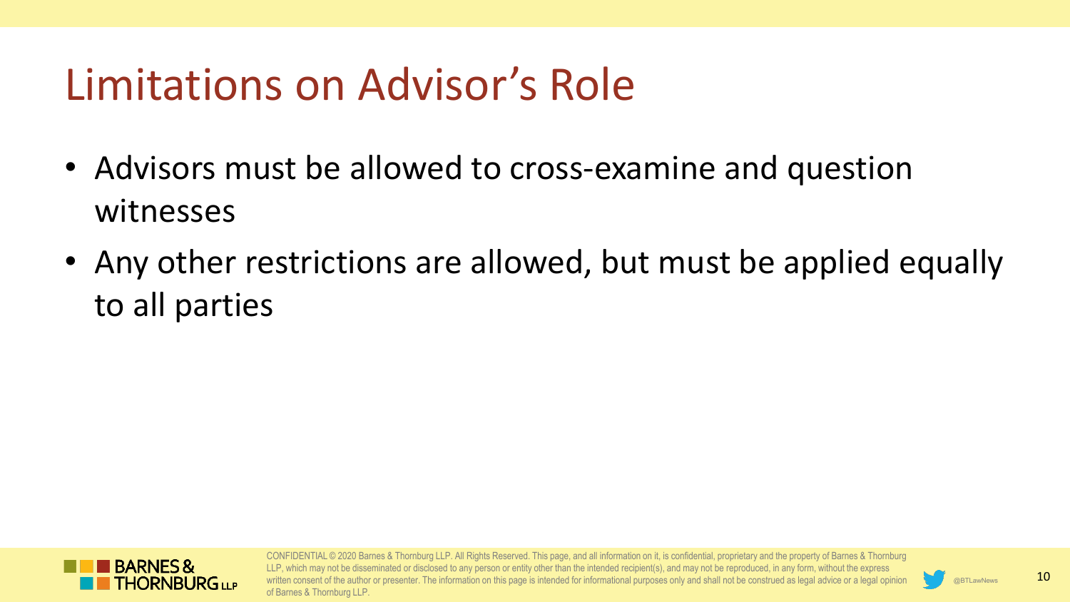# Limitations on Advisor's Role

- Advisors must be allowed to cross-examine and question witnesses
- Any other restrictions are allowed, but must be applied equally to all parties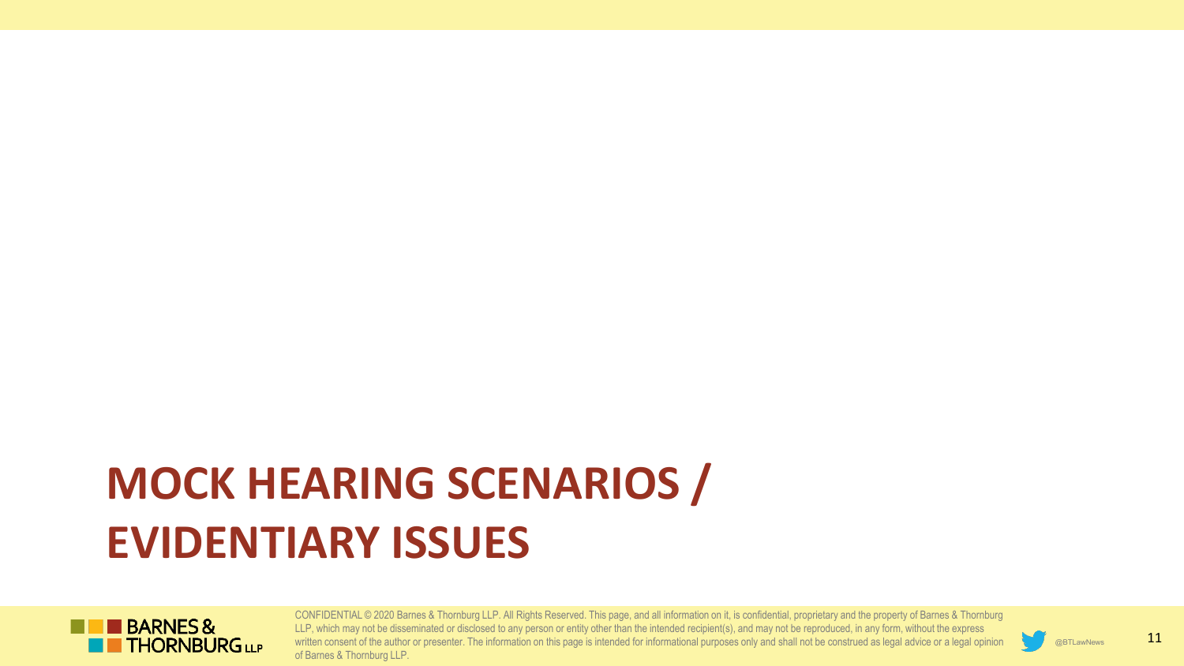# MOCK HEARING SCENARIOS / EVIDENTIARY ISSUES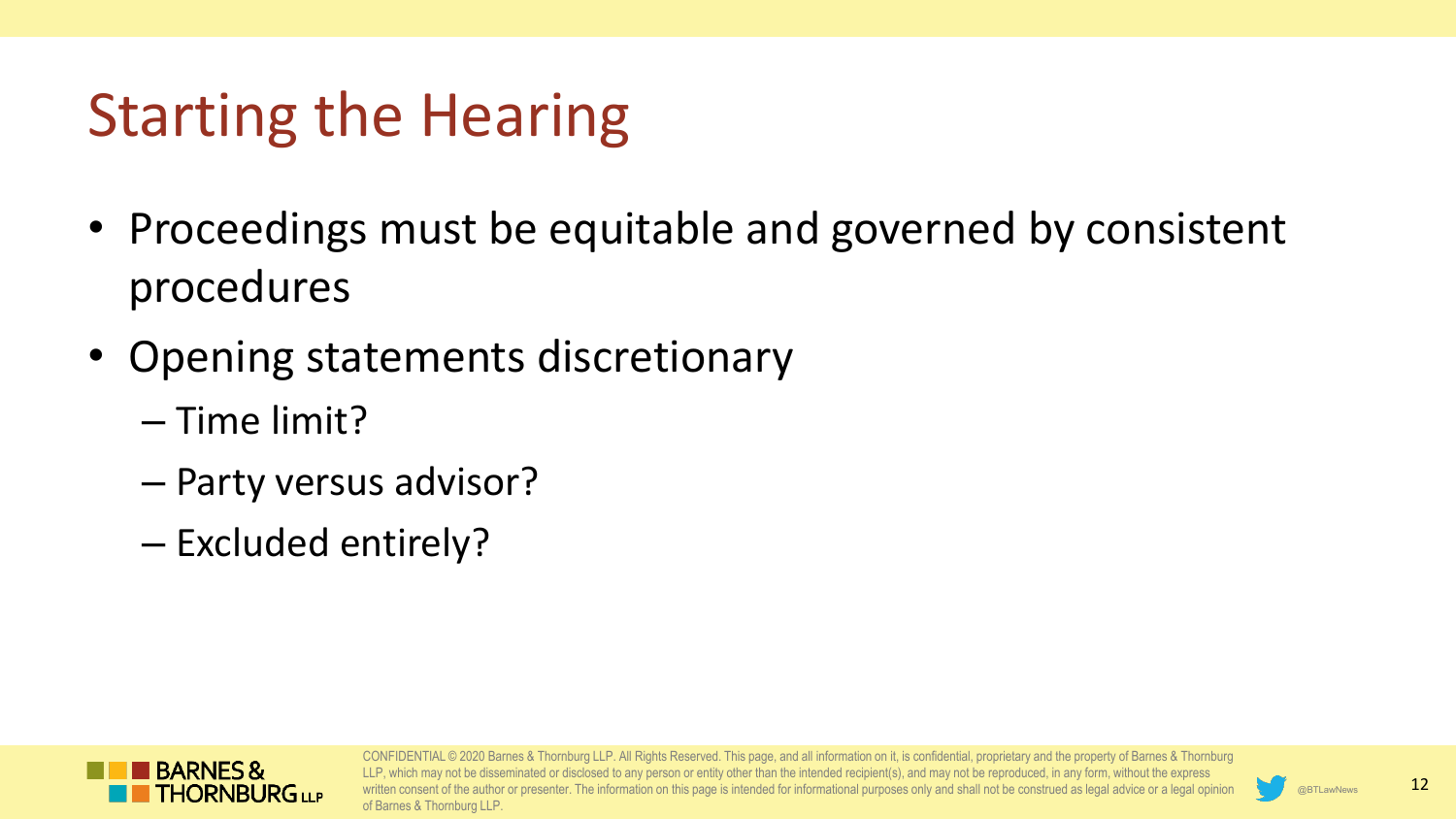# Starting the Hearing

- Proceedings must be equitable and governed by consistent procedures
- Opening statements discretionary
  - Time limit?
  - Party versus advisor?
  - Excluded entirely?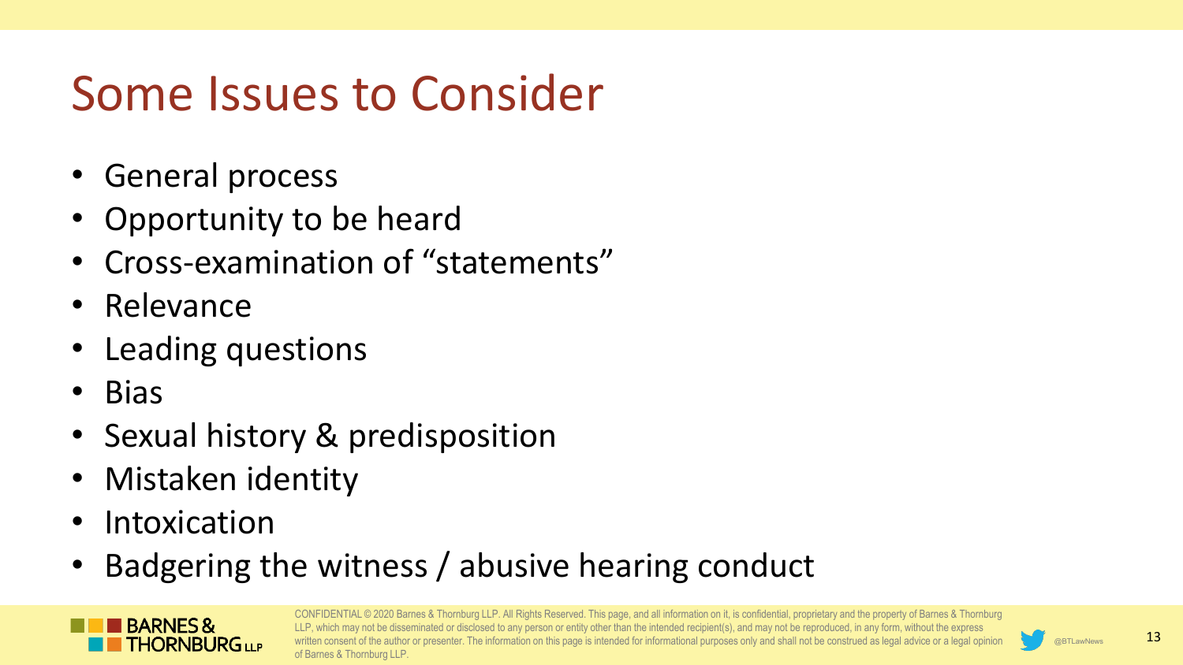# Some Issues to Consider

- General process
- Opportunity to be heard
- Cross-examination of "statements"
- Relevance
- Leading questions
- Bias
- Sexual history & predisposition
- Mistaken identity
- Intoxication
- Badgering the witness / abusive hearing conduct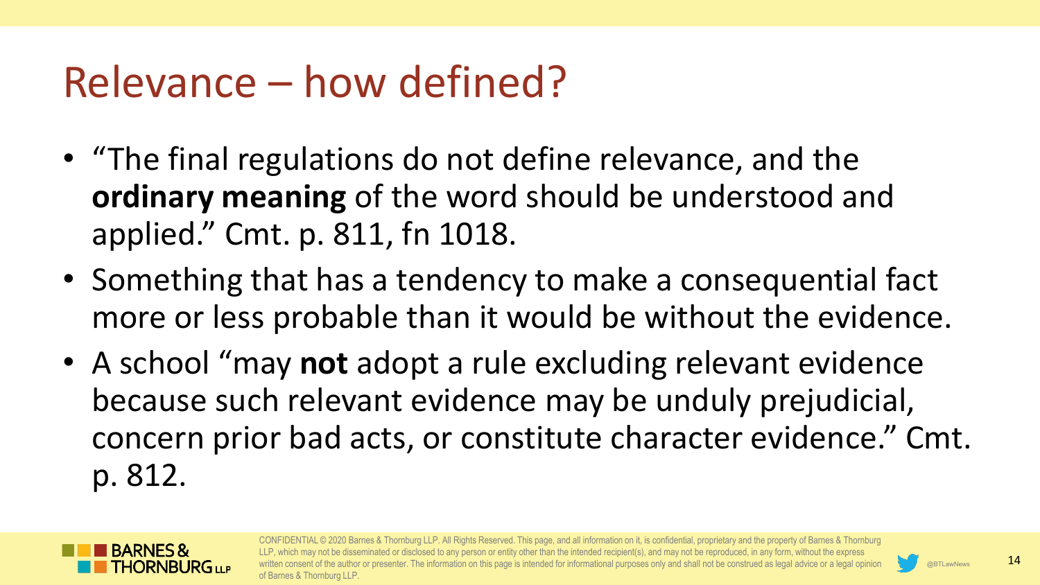# Relevance – how defined?

- "The final regulations do not define relevance, and the **ordinary meaning** of the word should be understood and applied." Cmt. p. 811, fn 1018.
- Something that has a tendency to make a consequential fact more or less probable than it would be without the evidence.
- A school "may **not** adopt a rule excluding relevant evidence because such relevant evidence may be unduly prejudicial, concern prior bad acts, or constitute character evidence." Cmt. p. 812.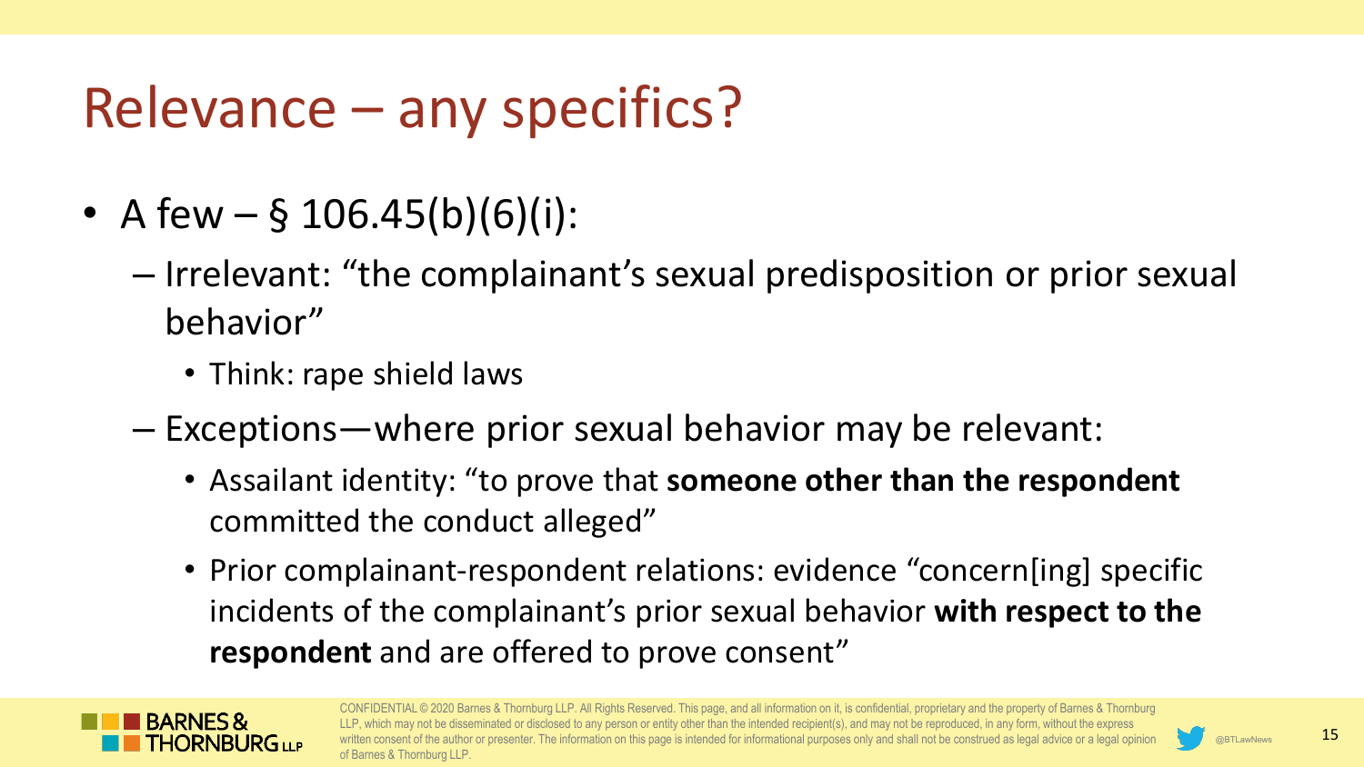# Relevance – any specifics?

- A few – § 106.45(b)(6)(i):
  - Irrelevant: "the complainant's sexual predisposition or prior sexual behavior"
    - Think: rape shield laws
  - Exceptions—where prior sexual behavior may be relevant:
    - Assailant identity: "to prove that **someone other than the respondent** committed the conduct alleged"
    - Prior complainant-respondent relations: evidence "concern[ing] specific incidents of the complainant's prior sexual behavior **with respect to the respondent** and are offered to prove consent"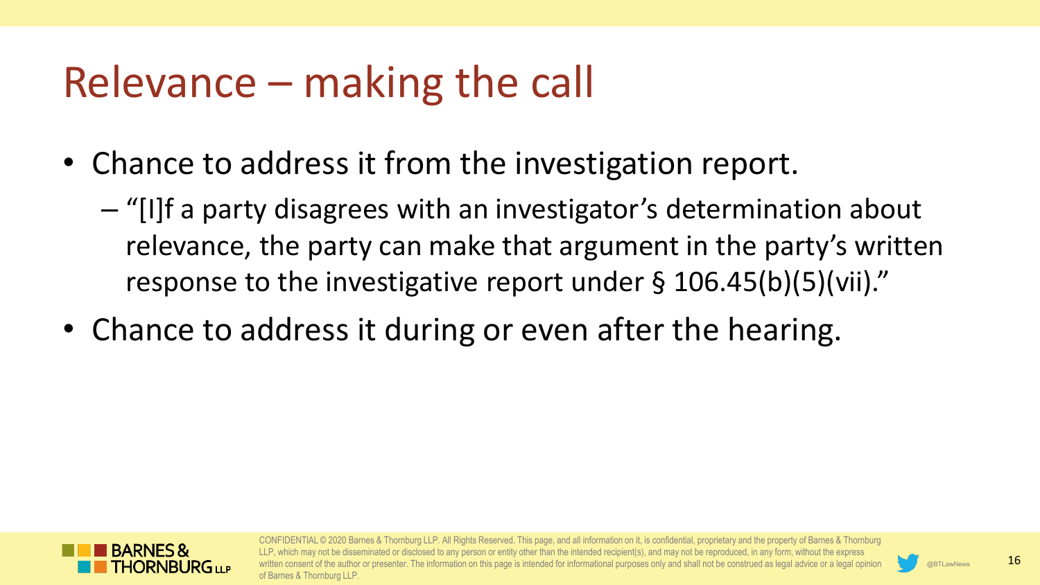# Relevance – making the call

- Chance to address it from the investigation report.
  - "[I]f a party disagrees with an investigator's determination about relevance, the party can make that argument in the party's written response to the investigative report under § 106.45(b)(5)(vii)."
- Chance to address it during or even after the hearing.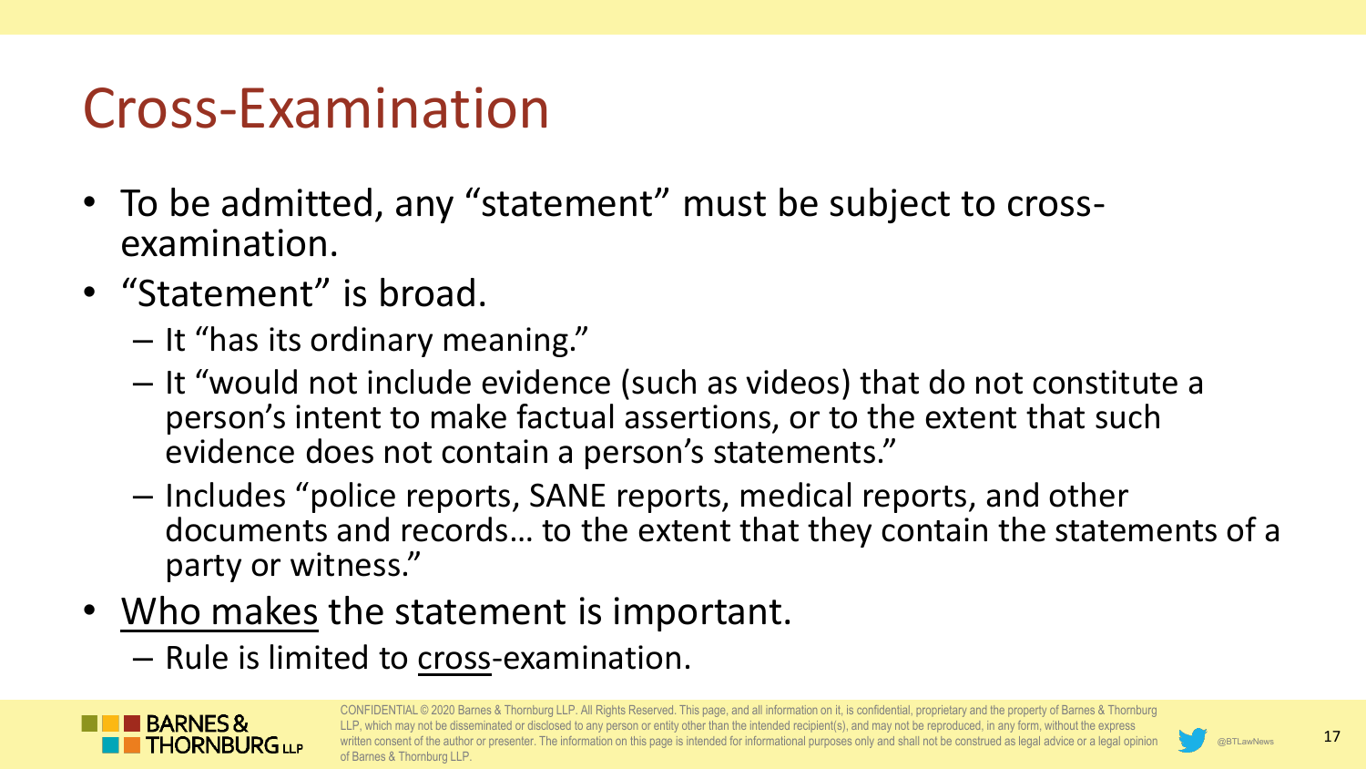# Cross-Examination

- To be admitted, any "statement" must be subject to cross-examination.
- "Statement" is broad.
  - It "has its ordinary meaning."
  - It "would not include evidence (such as videos) that do not constitute a person's intent to make factual assertions, or to the extent that such evidence does not contain a person's statements."
  - Includes "police reports, SANE reports, medical reports, and other documents and records… to the extent that they contain the statements of a party or witness."
- <u>Who makes</u> the statement is important.
  - Rule is limited to <u>cross</u>-examination.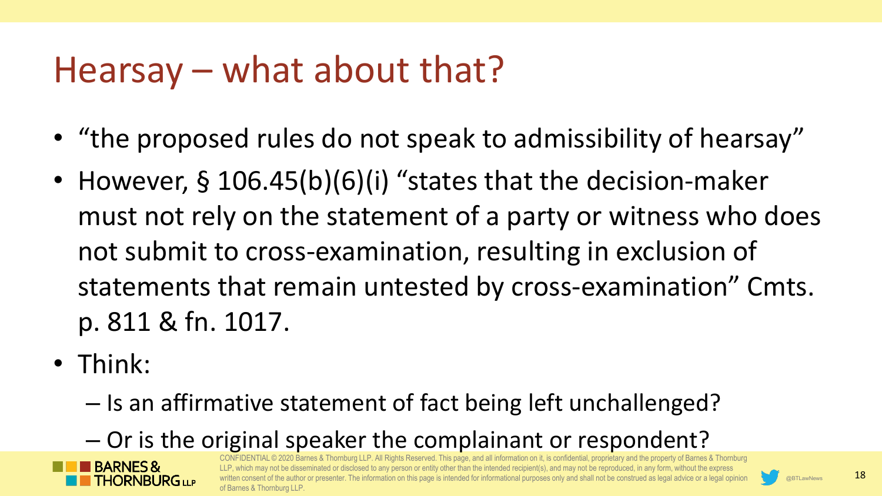# Hearsay – what about that?

- "the proposed rules do not speak to admissibility of hearsay"
- However, § 106.45(b)(6)(i) "states that the decision-maker must not rely on the statement of a party or witness who does not submit to cross-examination, resulting in exclusion of statements that remain untested by cross-examination" Cmts. p. 811 & fn. 1017.
- Think:
  - Is an affirmative statement of fact being left unchallenged?
  - Or is the original speaker the complainant or respondent?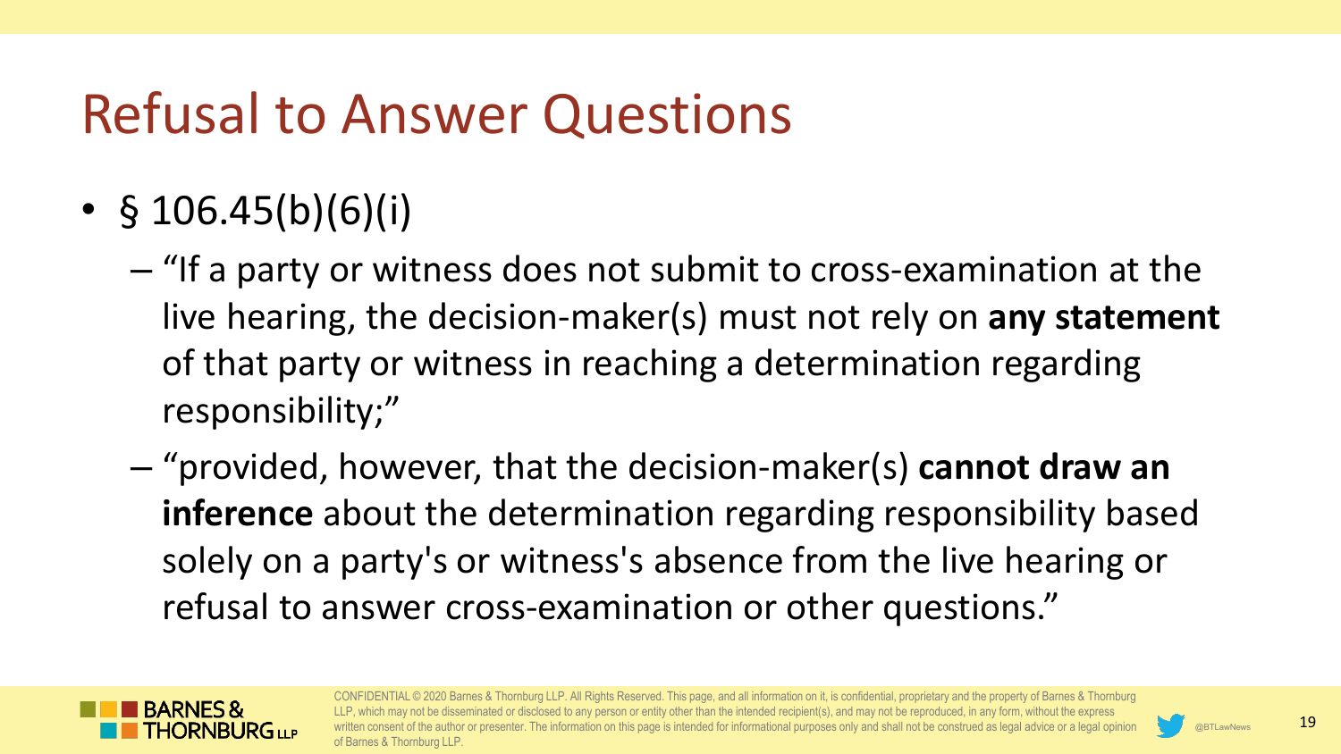# Refusal to Answer Questions

- § 106.45(b)(6)(i)
  - "If a party or witness does not submit to cross-examination at the live hearing, the decision-maker(s) must not rely on **any statement** of that party or witness in reaching a determination regarding responsibility;"
  - "provided, however, that the decision-maker(s) **cannot draw an inference** about the determination regarding responsibility based solely on a party's or witness's absence from the live hearing or refusal to answer cross-examination or other questions."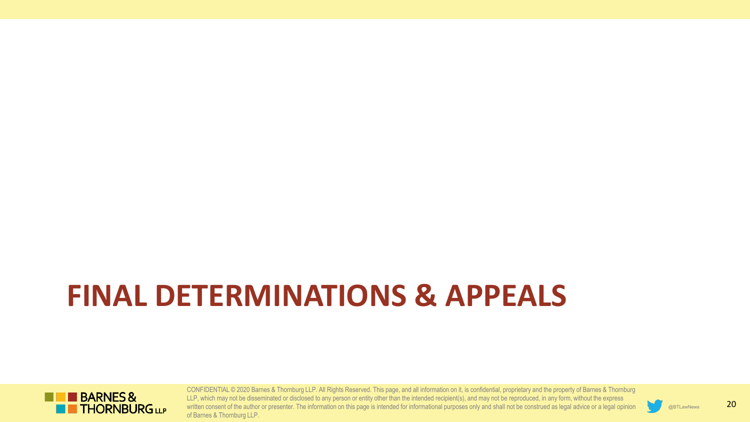# FINAL DETERMINATIONS & APPEALS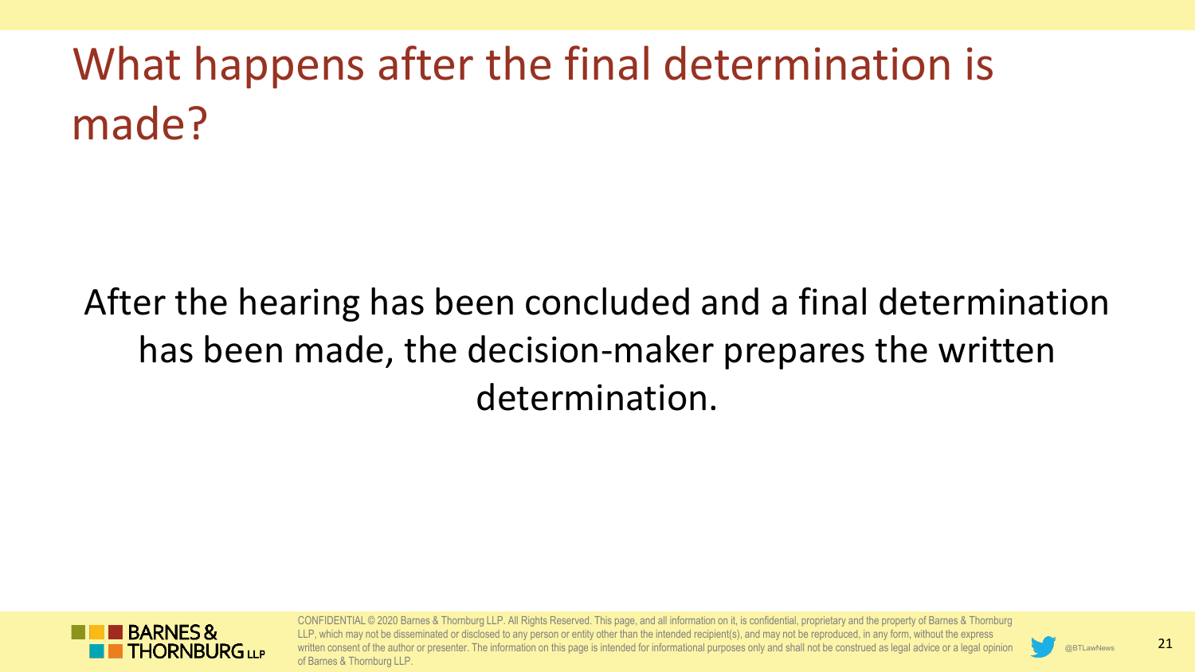# What happens after the final determination is made?

After the hearing has been concluded and a final determination has been made, the decision-maker prepares the written determination.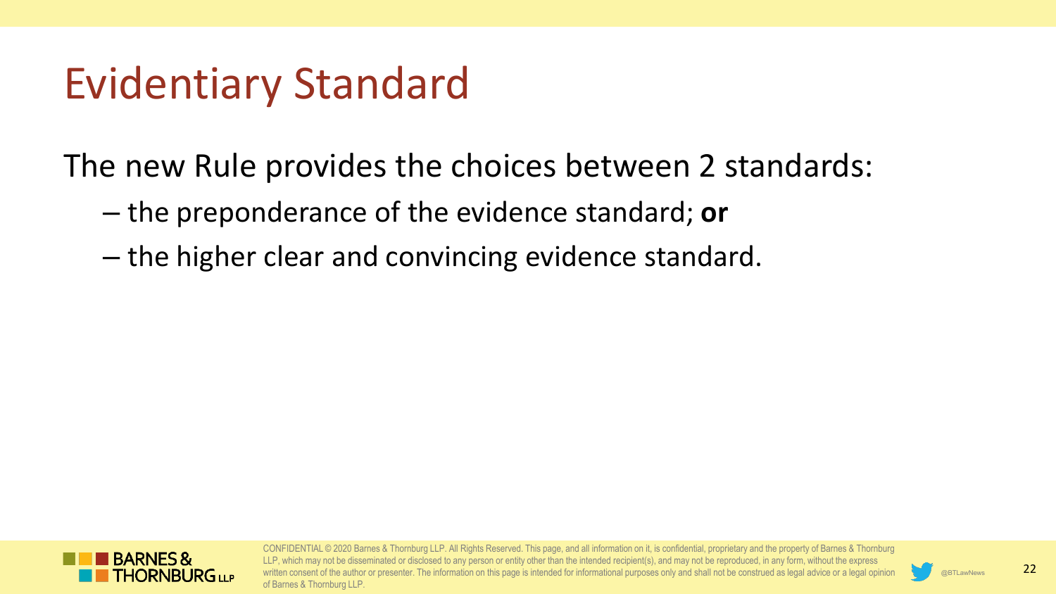# Evidentiary Standard

The new Rule provides the choices between 2 standards:

- the preponderance of the evidence standard; **or**
- the higher clear and convincing evidence standard.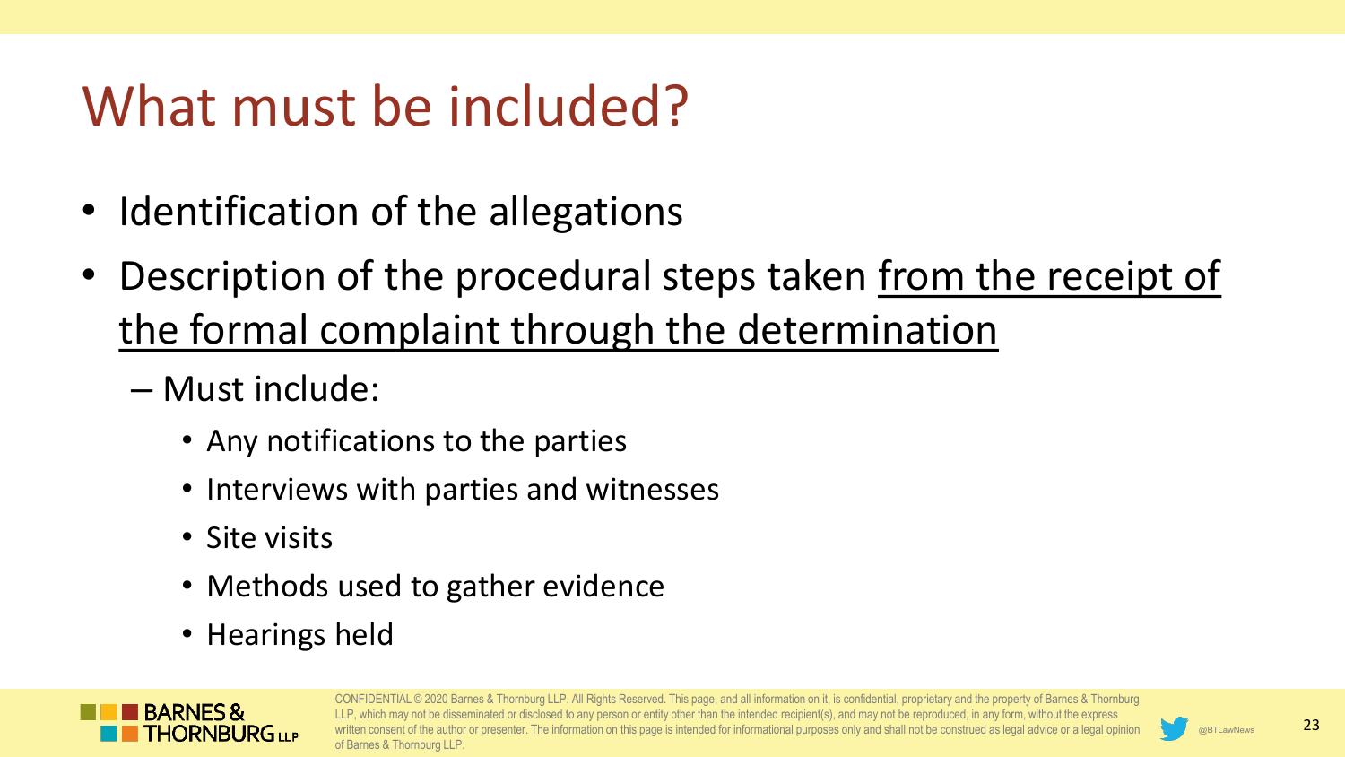# What must be included?

- Identification of the allegations
- Description of the procedural steps taken <u>from the receipt of the formal complaint through the determination</u>
  - Must include:
    - Any notifications to the parties
    - Interviews with parties and witnesses
    - Site visits
    - Methods used to gather evidence
    - Hearings held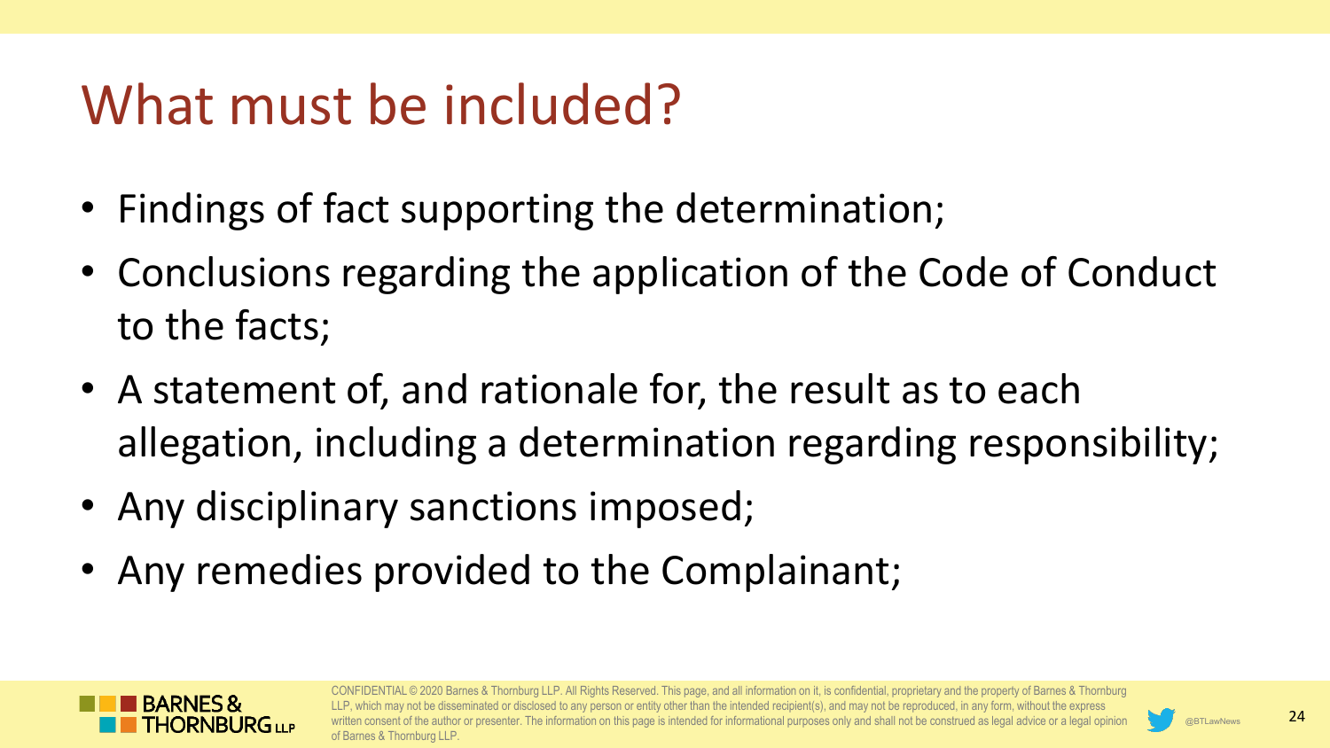# What must be included?

- Findings of fact supporting the determination;
- Conclusions regarding the application of the Code of Conduct to the facts;
- A statement of, and rationale for, the result as to each allegation, including a determination regarding responsibility;
- Any disciplinary sanctions imposed;
- Any remedies provided to the Complainant;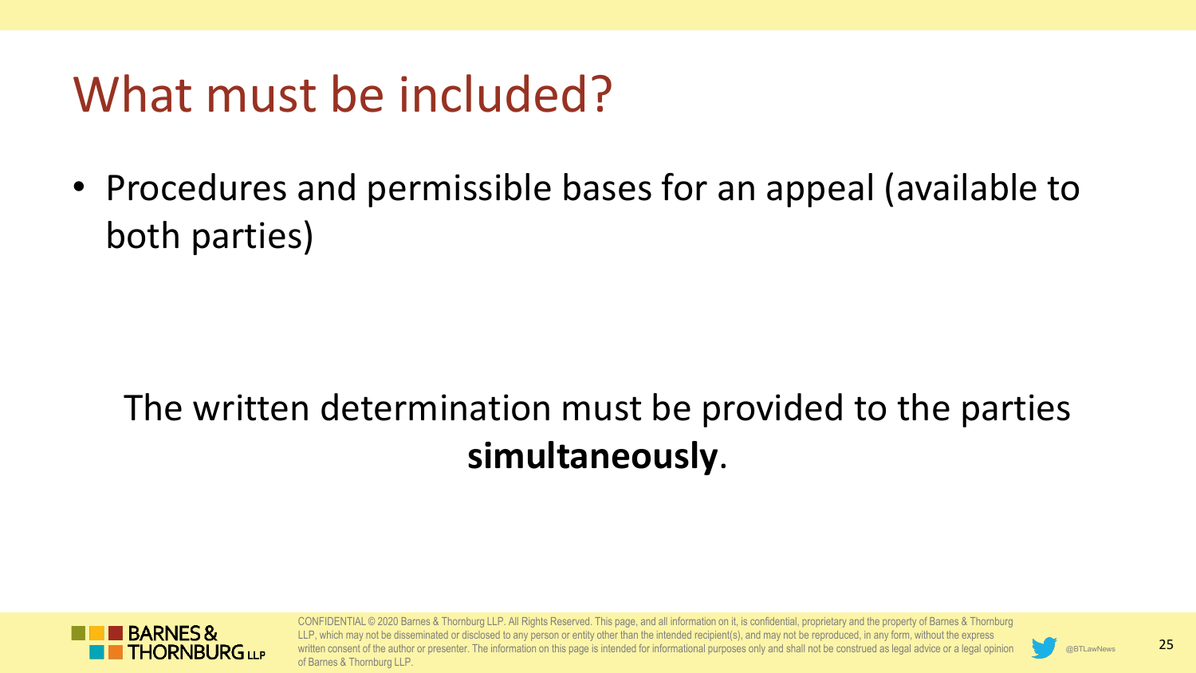# What must be included?

- Procedures and permissible bases for an appeal (available to both parties)

The written determination must be provided to the parties **simultaneously**.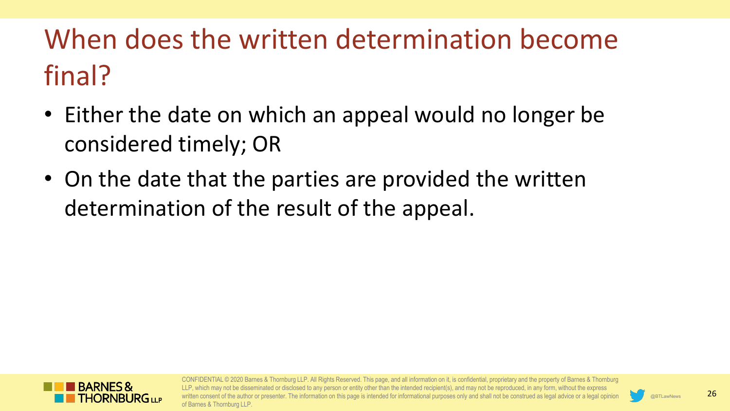# When does the written determination become final?

- Either the date on which an appeal would no longer be considered timely; OR
- On the date that the parties are provided the written determination of the result of the appeal.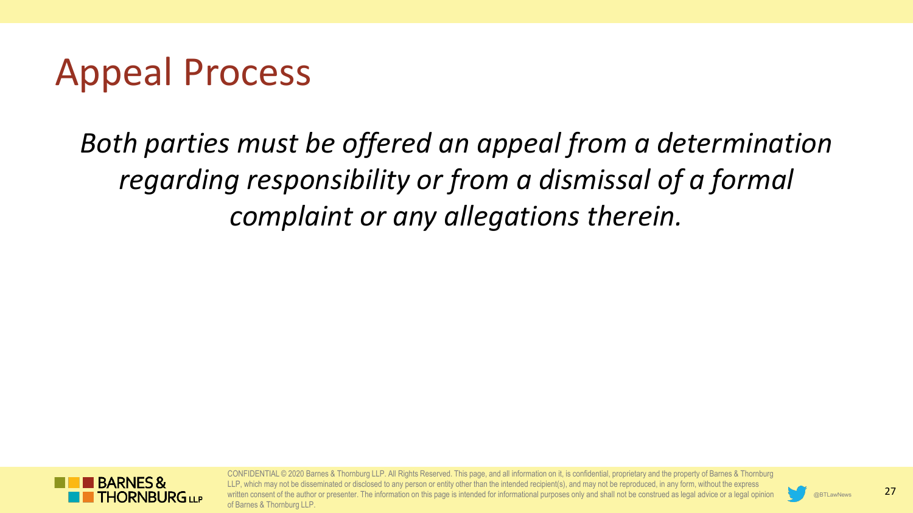# Appeal Process

*Both parties must be offered an appeal from a determination regarding responsibility or from a dismissal of a formal complaint or any allegations therein.*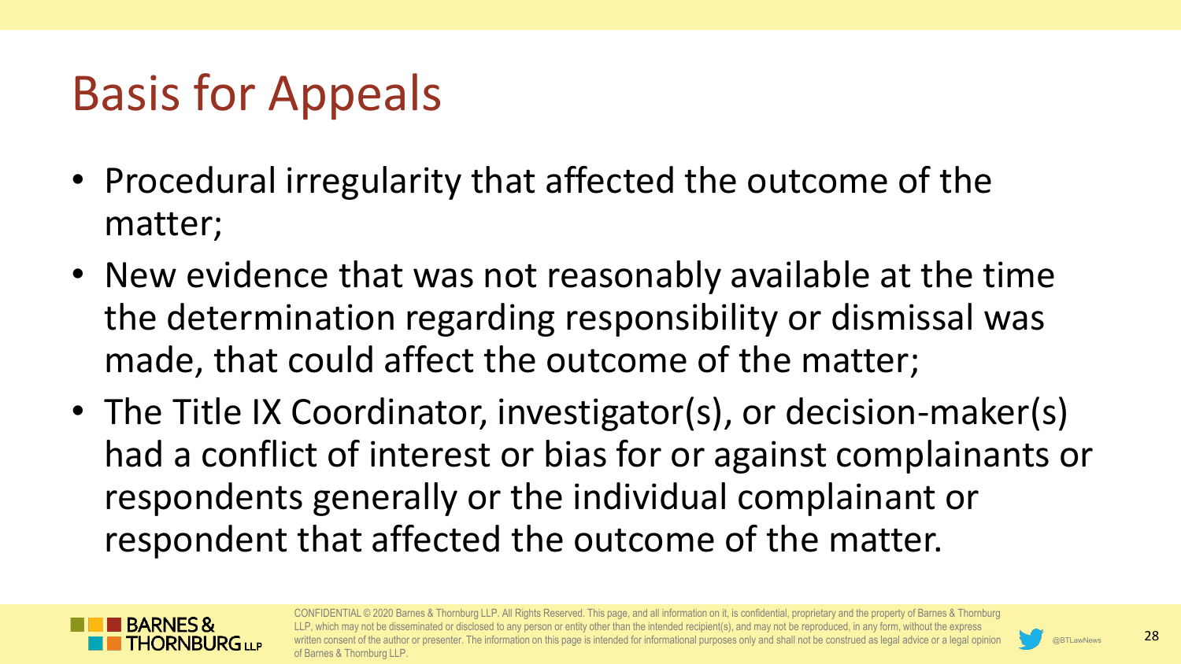# Basis for Appeals

- Procedural irregularity that affected the outcome of the matter;
- New evidence that was not reasonably available at the time the determination regarding responsibility or dismissal was made, that could affect the outcome of the matter;
- The Title IX Coordinator, investigator(s), or decision-maker(s) had a conflict of interest or bias for or against complainants or respondents generally or the individual complainant or respondent that affected the outcome of the matter.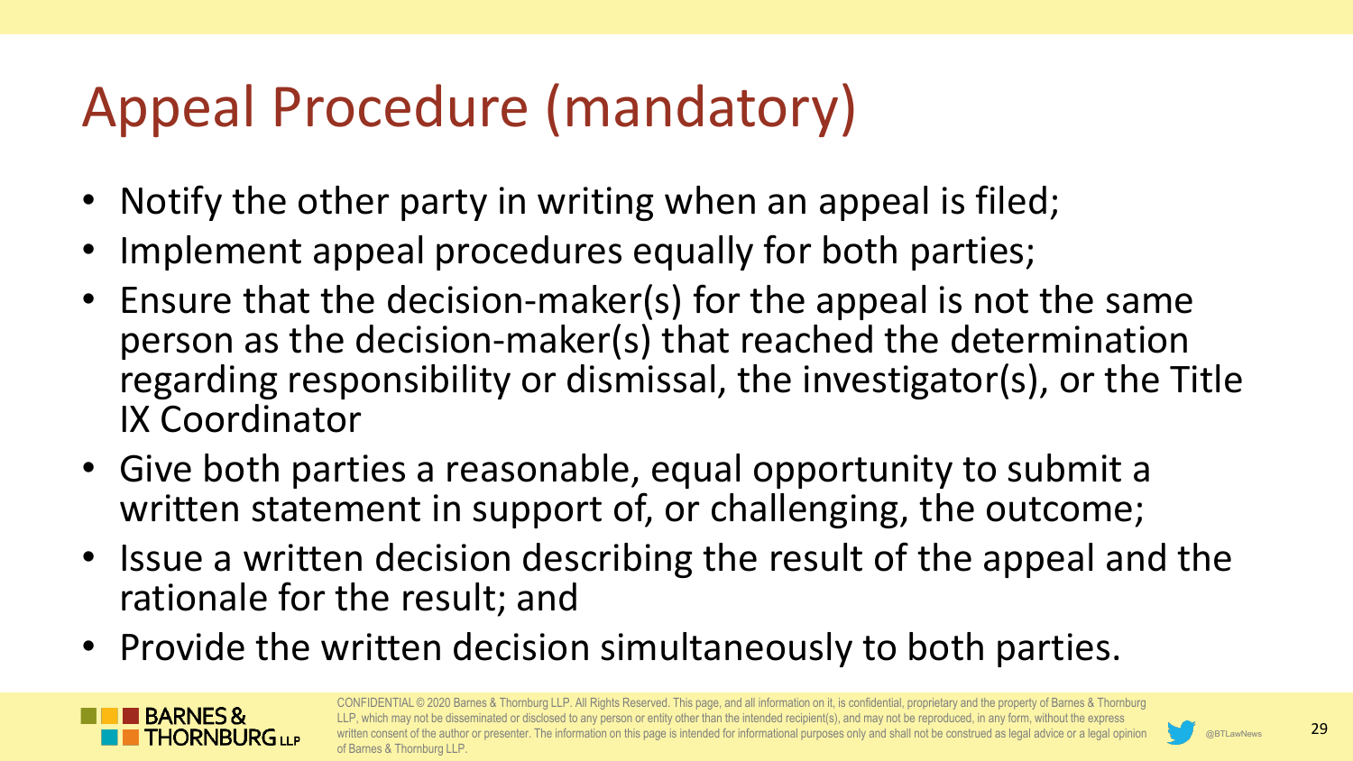# Appeal Procedure (mandatory)

- Notify the other party in writing when an appeal is filed;
- Implement appeal procedures equally for both parties;
- Ensure that the decision-maker(s) for the appeal is not the same person as the decision-maker(s) that reached the determination regarding responsibility or dismissal, the investigator(s), or the Title IX Coordinator
- Give both parties a reasonable, equal opportunity to submit a written statement in support of, or challenging, the outcome;
- Issue a written decision describing the result of the appeal and the rationale for the result; and
- Provide the written decision simultaneously to both parties.

CONFIDENTIAL © 2020 Barnes & Thornburg LLP. All Rights Reserved. This page, and all information on it, is confidential, proprietary and the property of Barnes & Thornburg LLP, which may not be disseminated or disclosed to any person or entity other than the intended recipient(s), and may not be reproduced, in any form, without the express written consent of the author or presenter. The information on this page is intended for informational purposes only and shall not be construed as legal advice or a legal opinion of Barnes & Thornburg LLP.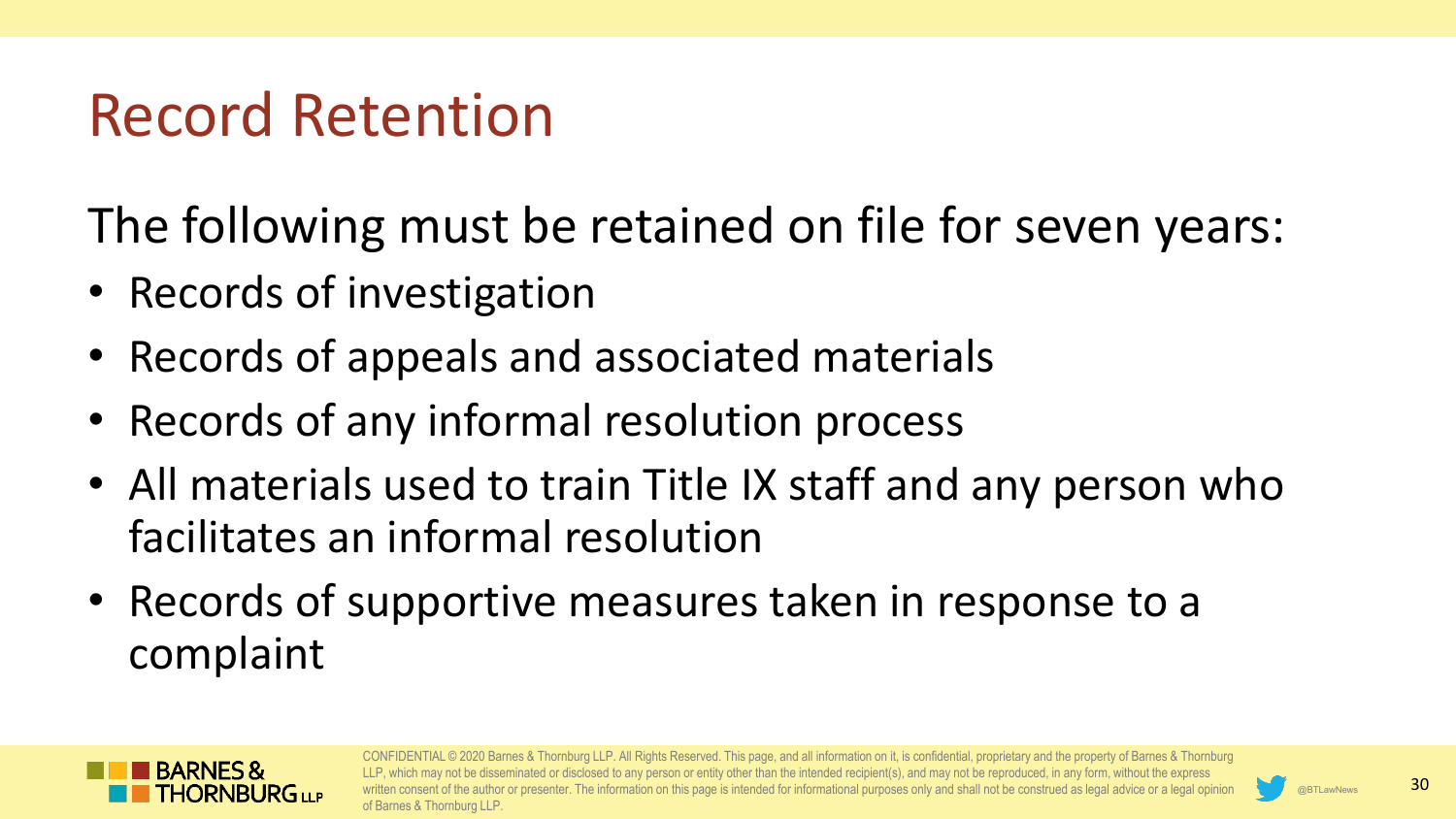# Record Retention

The following must be retained on file for seven years:

- Records of investigation
- Records of appeals and associated materials
- Records of any informal resolution process
- All materials used to train Title IX staff and any person who facilitates an informal resolution
- Records of supportive measures taken in response to a complaint

CONFIDENTIAL © 2020 Barnes & Thornburg LLP. All Rights Reserved. This page, and all information on it, is confidential, proprietary and the property of Barnes & Thornburg LLP, which may not be disseminated or disclosed to any person or entity other than the intended recipient(s), and may not be reproduced, in any form, without the express written consent of the author or presenter. The information on this page is intended for informational purposes only and shall not be construed as legal advice or a legal opinion of Barnes & Thornburg LLP.